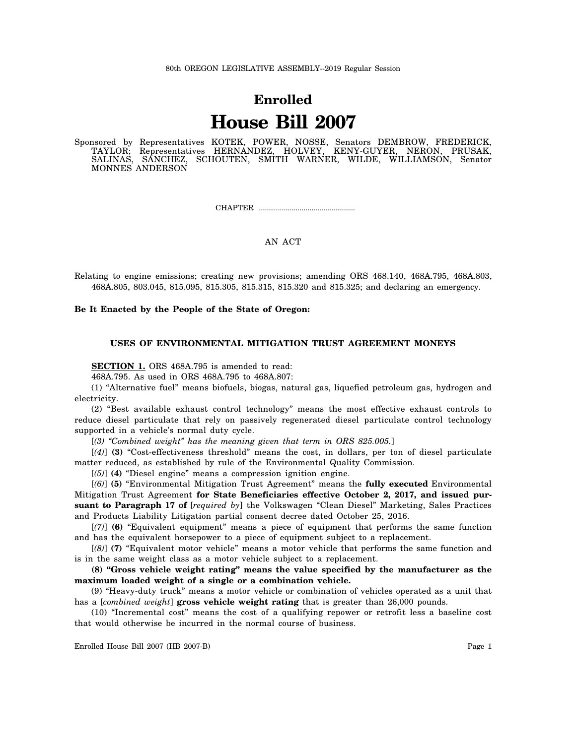80th OREGON LEGISLATIVE ASSEMBLY--2019 Regular Session

# Enrolled

# House Bill 2007

Sponsored by Representatives KOTEK, POWER, NOSSE, Senators DEMBROW, FREDERICK, TAYLOR; Representatives HERNANDEZ, HOLVEY, KENY-GUYER, NERON, PRUSAK, SALINAS, SANCHEZ, SCHOUTEN, SMITH WARNER, WILDE, WILLIAMSON, Senator MONNES ANDERSON

CHAPTER .................................................

AN ACT

Relating to engine emissions; creating new provisions; amending ORS 468.140, 468A.795, 468A.803, 468A.805, 803.045, 815.095, 815.305, 815.315, 815.320 and 815.325; and declaring an emergency.

**Be It Enacted by the People of the State of Oregon:**

### USES OF ENVIRONMENTAL MITIGATION TRUST AGREEMENT MONEYS

**SECTION 1.** ORS 468A.795 is amended to read:

468A.795. As used in ORS 468A.795 to 468A.807:

(1) "Alternative fuel" means biofuels, biogas, natural gas, liquefied petroleum gas, hydrogen and electricity.

(2) "Best available exhaust control technology" means the most effective exhaust controls to reduce diesel particulate that rely on passively regenerated diesel particulate control technology supported in a vehicle's normal duty cycle.

[*(3) "Combined weight" has the meaning given that term in ORS 825.005.*]

[*(4)*] **(3)** "Cost-effectiveness threshold" means the cost, in dollars, per ton of diesel particulate matter reduced, as established by rule of the Environmental Quality Commission.

[*(5)*] **(4)** "Diesel engine" means a compression ignition engine.

[*(6)*] **(5)** "Environmental Mitigation Trust Agreement" means the **fully executed** Environmental Mitigation Trust Agreement **for State Beneficiaries effective October 2, 2017, and issued pursuant to Paragraph 17 of** [*required by*] the Volkswagen "Clean Diesel" Marketing, Sales Practices and Products Liability Litigation partial consent decree dated October 25, 2016.

[*(7)*] **(6)** "Equivalent equipment" means a piece of equipment that performs the same function and has the equivalent horsepower to a piece of equipment subject to a replacement.

[*(8)*] **(7)** "Equivalent motor vehicle" means a motor vehicle that performs the same function and is in the same weight class as a motor vehicle subject to a replacement.

**(8) "Gross vehicle weight rating" means the value specified by the manufacturer as the maximum loaded weight of a single or a combination vehicle.**

(9) "Heavy-duty truck" means a motor vehicle or combination of vehicles operated as a unit that has a [*combined weight*] **gross vehicle weight rating** that is greater than 26,000 pounds.

(10) "Incremental cost" means the cost of a qualifying repower or retrofit less a baseline cost that would otherwise be incurred in the normal course of business.

Enrolled House Bill 2007 (HB 2007-B)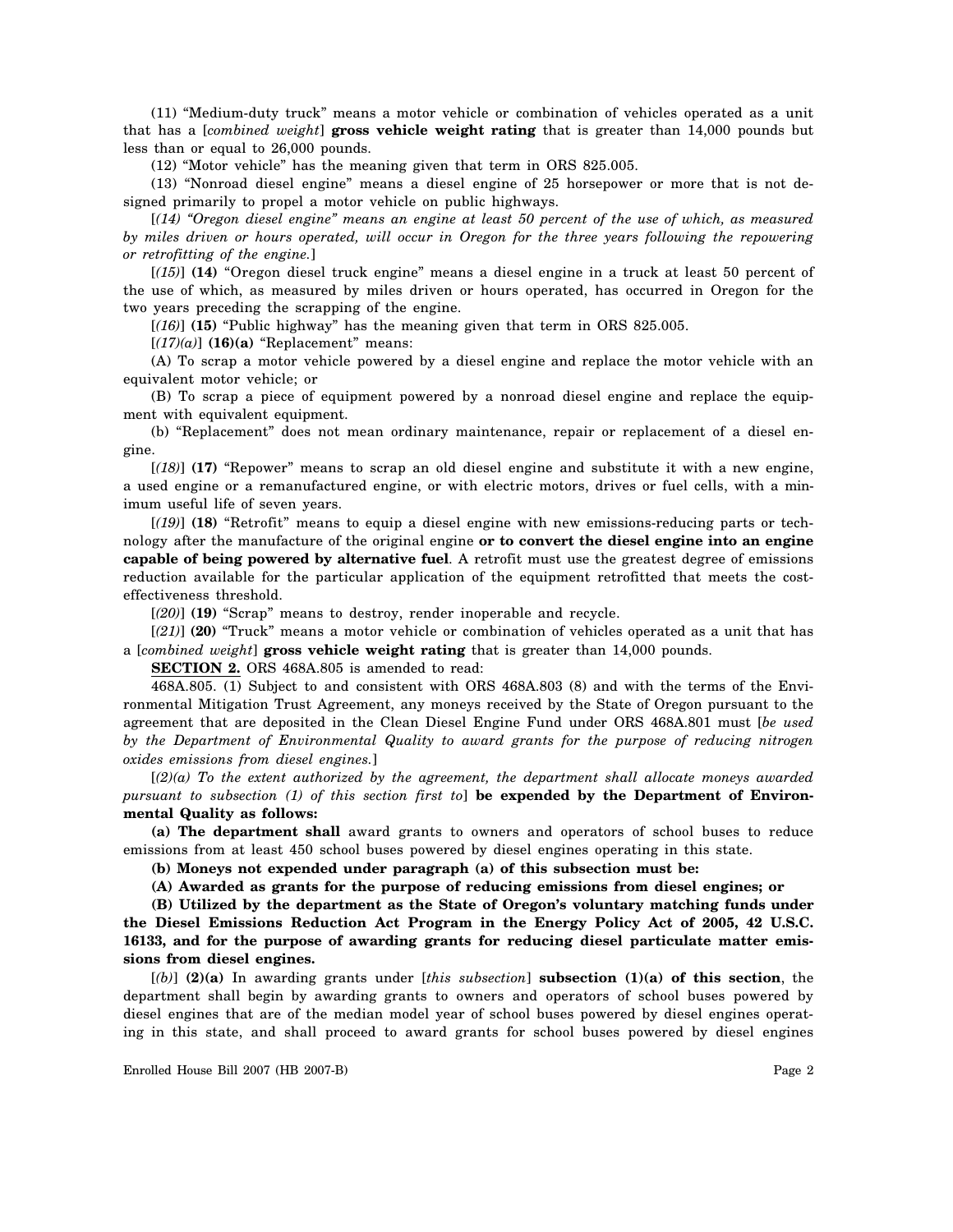(11) "Medium-duty truck" means a motor vehicle or combination of vehicles operated as a unit that has a [*combined weight*] **gross vehicle weight rating** that is greater than 14,000 pounds but less than or equal to 26,000 pounds.

(12) "Motor vehicle" has the meaning given that term in ORS 825.005.

(13) "Nonroad diesel engine" means a diesel engine of 25 horsepower or more that is not designed primarily to propel a motor vehicle on public highways.

[*(14) "Oregon diesel engine" means an engine at least 50 percent of the use of which, as measured by miles driven or hours operated, will occur in Oregon for the three years following the repowering or retrofitting of the engine.*]

[*(15)*] **(14)** "Oregon diesel truck engine" means a diesel engine in a truck at least 50 percent of the use of which, as measured by miles driven or hours operated, has occurred in Oregon for the two years preceding the scrapping of the engine.

[*(16)*] **(15)** "Public highway" has the meaning given that term in ORS 825.005.

[*(17)(a)*] **(16)(a)** "Replacement" means:

(A) To scrap a motor vehicle powered by a diesel engine and replace the motor vehicle with an equivalent motor vehicle; or

(B) To scrap a piece of equipment powered by a nonroad diesel engine and replace the equipment with equivalent equipment.

(b) "Replacement" does not mean ordinary maintenance, repair or replacement of a diesel engine.

[*(18)*] **(17)** "Repower" means to scrap an old diesel engine and substitute it with a new engine, a used engine or a remanufactured engine, or with electric motors, drives or fuel cells, with a minimum useful life of seven years.

[*(19)*] **(18)** "Retrofit" means to equip a diesel engine with new emissions-reducing parts or technology after the manufacture of the original engine **or to convert the diesel engine into an engine capable of being powered by alternative fuel**. A retrofit must use the greatest degree of emissions reduction available for the particular application of the equipment retrofitted that meets the cost-effectiveness threshold.

[*(20)*] **(19)** "Scrap" means to destroy, render inoperable and recycle.

[*(21)*] **(20)** "Truck" means a motor vehicle or combination of vehicles operated as a unit that has a [*combined weight*] **gross vehicle weight rating** that is greater than 14,000 pounds.

**SECTION 2.** ORS 468A.805 is amended to read:

468A.805. (1) Subject to and consistent with ORS 468A.803 (8) and with the terms of the Environmental Mitigation Trust Agreement, any moneys received by the State of Oregon pursuant to the agreement that are deposited in the Clean Diesel Engine Fund under ORS 468A.801 must [*be used by the Department of Environmental Quality to award grants for the purpose of reducing nitrogen oxides emissions from diesel engines.*]

[*(2)(a) To the extent authorized by the agreement, the department shall allocate moneys awarded pursuant to subsection (1) of this section first to*] **be expended by the Department of Environmental Quality as follows:**

**(a) The department shall** award grants to owners and operators of school buses to reduce emissions from at least 450 school buses powered by diesel engines operating in this state.

**(b) Moneys not expended under paragraph (a) of this subsection must be:**

**(A) Awarded as grants for the purpose of reducing emissions from diesel engines; or**

**(B) Utilized by the department as the State of Oregon's voluntary matching funds under the Diesel Emissions Reduction Act Program in the Energy Policy Act of 2005, 42 U.S.C. 16133, and for the purpose of awarding grants for reducing diesel particulate matter emissions from diesel engines.**

[*(b)*] **(2)(a)** In awarding grants under [*this subsection*] **subsection (1)(a) of this section**, the department shall begin by awarding grants to owners and operators of school buses powered by diesel engines that are of the median model year of school buses powered by diesel engines operating in this state, and shall proceed to award grants for school buses powered by diesel engines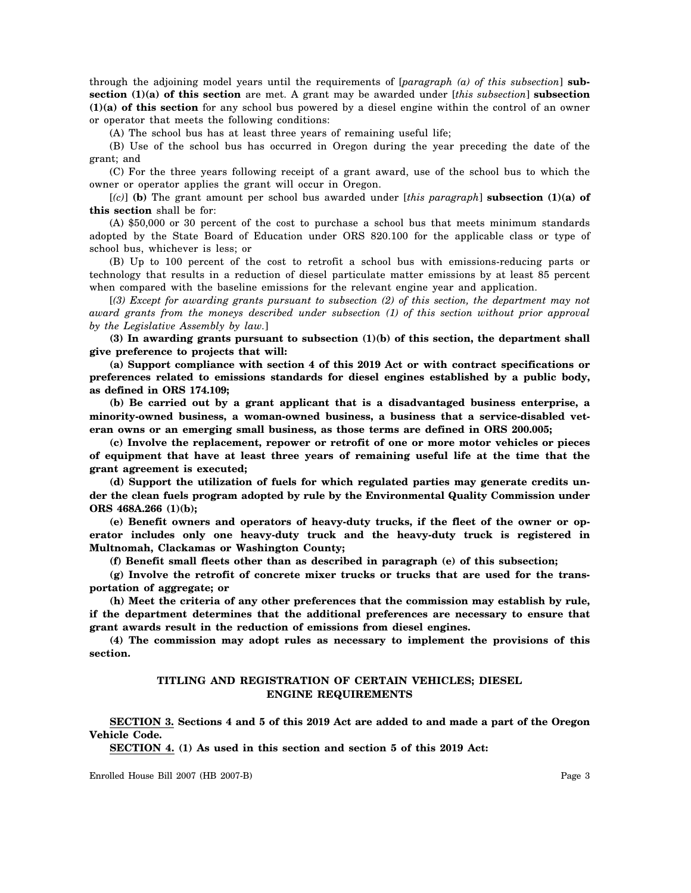through the adjoining model years until the requirements of [*paragraph (a) of this subsection*] **subsection (1)(a) of this section** are met. A grant may be awarded under [*this subsection*] **subsection (1)(a) of this section** for any school bus powered by a diesel engine within the control of an owner or operator that meets the following conditions:

(A) The school bus has at least three years of remaining useful life;

(B) Use of the school bus has occurred in Oregon during the year preceding the date of the grant; and

(C) For the three years following receipt of a grant award, use of the school bus to which the owner or operator applies the grant will occur in Oregon.

[*(c)*] **(b)** The grant amount per school bus awarded under [*this paragraph*] **subsection (1)(a) of this section** shall be for:

(A) $50,000 or 30 percent of the cost to purchase a school bus that meets minimum standards adopted by the State Board of Education under ORS 820.100 for the applicable class or type of school bus, whichever is less; or

(B) Up to 100 percent of the cost to retrofit a school bus with emissions-reducing parts or technology that results in a reduction of diesel particulate matter emissions by at least 85 percent when compared with the baseline emissions for the relevant engine year and application.

[*(3) Except for awarding grants pursuant to subsection (2) of this section, the department may not award grants from the moneys described under subsection (1) of this section without prior approval by the Legislative Assembly by law.*]

**(3) In awarding grants pursuant to subsection (1)(b) of this section, the department shall give preference to projects that will:**

**(a) Support compliance with section 4 of this 2019 Act or with contract specifications or preferences related to emissions standards for diesel engines established by a public body, as defined in ORS 174.109;**

**(b) Be carried out by a grant applicant that is a disadvantaged business enterprise, a minority-owned business, a woman-owned business, a business that a service-disabled veteran owns or an emerging small business, as those terms are defined in ORS 200.005;**

**(c) Involve the replacement, repower or retrofit of one or more motor vehicles or pieces of equipment that have at least three years of remaining useful life at the time that the grant agreement is executed;**

**(d) Support the utilization of fuels for which regulated parties may generate credits under the clean fuels program adopted by rule by the Environmental Quality Commission under ORS 468A.266 (1)(b);**

**(e) Benefit owners and operators of heavy-duty trucks, if the fleet of the owner or operator includes only one heavy-duty truck and the heavy-duty truck is registered in Multnomah, Clackamas or Washington County;**

**(f) Benefit small fleets other than as described in paragraph (e) of this subsection;**

**(g) Involve the retrofit of concrete mixer trucks or trucks that are used for the transportation of aggregate; or**

**(h) Meet the criteria of any other preferences that the commission may establish by rule, if the department determines that the additional preferences are necessary to ensure that grant awards result in the reduction of emissions from diesel engines.**

**(4) The commission may adopt rules as necessary to implement the provisions of this section.**

## TITLING AND REGISTRATION OF CERTAIN VEHICLES; DIESEL ENGINE REQUIREMENTS

**SECTION 3. Sections 4 and 5 of this 2019 Act are added to and made a part of the Oregon Vehicle Code.**

**SECTION 4. (1) As used in this section and section 5 of this 2019 Act:**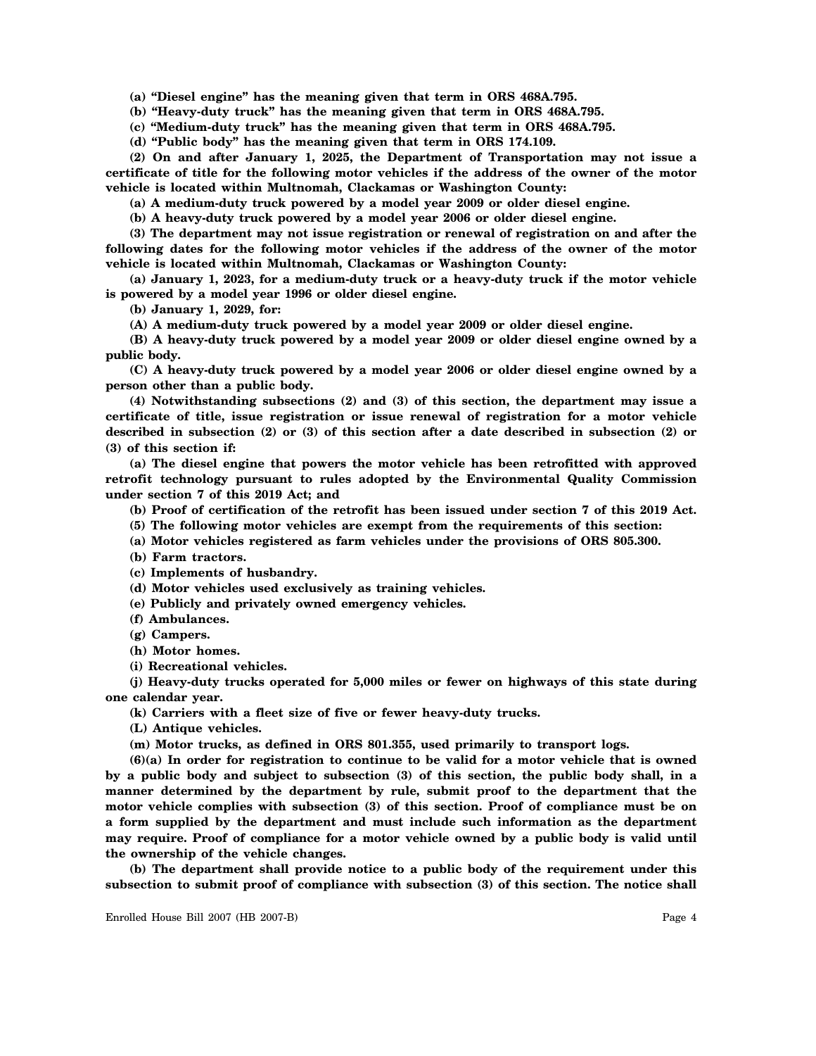**(a) "Diesel engine" has the meaning given that term in ORS 468A.795.**

**(b) "Heavy-duty truck" has the meaning given that term in ORS 468A.795.**

**(c) "Medium-duty truck" has the meaning given that term in ORS 468A.795.**

**(d) "Public body" has the meaning given that term in ORS 174.109.**

**(2) On and after January 1, 2025, the Department of Transportation may not issue a certificate of title for the following motor vehicles if the address of the owner of the motor vehicle is located within Multnomah, Clackamas or Washington County:**

**(a) A medium-duty truck powered by a model year 2009 or older diesel engine.**

**(b) A heavy-duty truck powered by a model year 2006 or older diesel engine.**

**(3) The department may not issue registration or renewal of registration on and after the following dates for the following motor vehicles if the address of the owner of the motor vehicle is located within Multnomah, Clackamas or Washington County:**

**(a) January 1, 2023, for a medium-duty truck or a heavy-duty truck if the motor vehicle is powered by a model year 1996 or older diesel engine.**

**(b) January 1, 2029, for:**

**(A) A medium-duty truck powered by a model year 2009 or older diesel engine.**

**(B) A heavy-duty truck powered by a model year 2009 or older diesel engine owned by a public body.**

**(C) A heavy-duty truck powered by a model year 2006 or older diesel engine owned by a person other than a public body.**

**(4) Notwithstanding subsections (2) and (3) of this section, the department may issue a certificate of title, issue registration or issue renewal of registration for a motor vehicle described in subsection (2) or (3) of this section after a date described in subsection (2) or (3) of this section if:**

**(a) The diesel engine that powers the motor vehicle has been retrofitted with approved retrofit technology pursuant to rules adopted by the Environmental Quality Commission under section 7 of this 2019 Act; and**

**(b) Proof of certification of the retrofit has been issued under section 7 of this 2019 Act.**

**(5) The following motor vehicles are exempt from the requirements of this section:**

**(a) Motor vehicles registered as farm vehicles under the provisions of ORS 805.300.**

**(b) Farm tractors.**

**(c) Implements of husbandry.**

**(d) Motor vehicles used exclusively as training vehicles.**

**(e) Publicly and privately owned emergency vehicles.**

**(f) Ambulances.**

**(g) Campers.**

**(h) Motor homes.**

**(i) Recreational vehicles.**

**(j) Heavy-duty trucks operated for 5,000 miles or fewer on highways of this state during one calendar year.**

**(k) Carriers with a fleet size of five or fewer heavy-duty trucks.**

**(L) Antique vehicles.**

**(m) Motor trucks, as defined in ORS 801.355, used primarily to transport logs.**

**(6)(a) In order for registration to continue to be valid for a motor vehicle that is owned by a public body and subject to subsection (3) of this section, the public body shall, in a manner determined by the department by rule, submit proof to the department that the motor vehicle complies with subsection (3) of this section. Proof of compliance must be on a form supplied by the department and must include such information as the department may require. Proof of compliance for a motor vehicle owned by a public body is valid until the ownership of the vehicle changes.**

**(b) The department shall provide notice to a public body of the requirement under this subsection to submit proof of compliance with subsection (3) of this section. The notice shall**

Enrolled House Bill 2007 (HB 2007-B)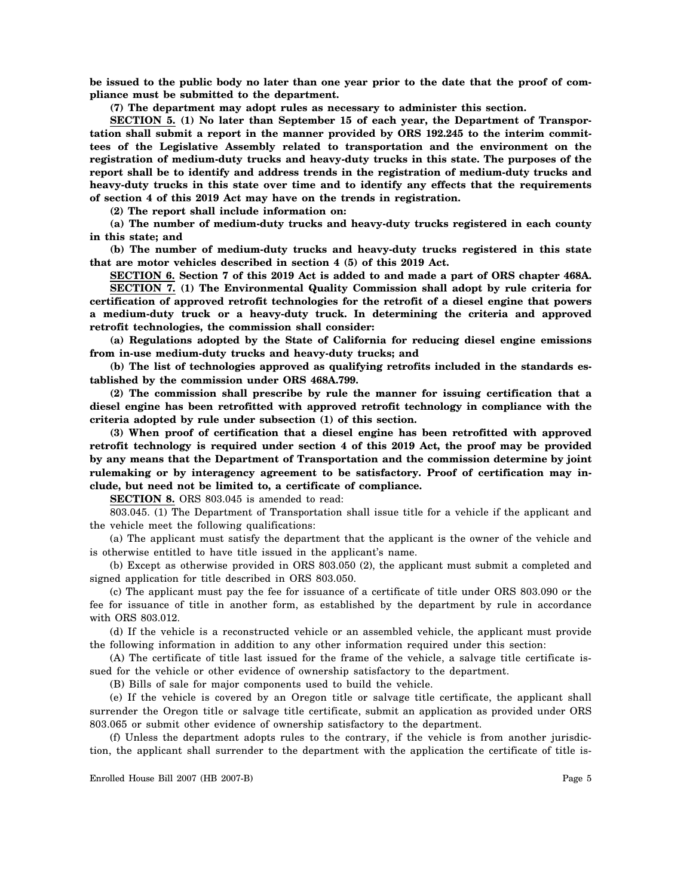**be issued to the public body no later than one year prior to the date that the proof of compliance must be submitted to the department.**

**(7) The department may adopt rules as necessary to administer this section.**

**SECTION 5. (1) No later than September 15 of each year, the Department of Transportation shall submit a report in the manner provided by ORS 192.245 to the interim committees of the Legislative Assembly related to transportation and the environment on the registration of medium-duty trucks and heavy-duty trucks in this state. The purposes of the report shall be to identify and address trends in the registration of medium-duty trucks and heavy-duty trucks in this state over time and to identify any effects that the requirements of section 4 of this 2019 Act may have on the trends in registration.**

**(2) The report shall include information on:**

**(a) The number of medium-duty trucks and heavy-duty trucks registered in each county in this state; and**

**(b) The number of medium-duty trucks and heavy-duty trucks registered in this state that are motor vehicles described in section 4 (5) of this 2019 Act.**

**SECTION 6. Section 7 of this 2019 Act is added to and made a part of ORS chapter 468A.**

**SECTION 7. (1) The Environmental Quality Commission shall adopt by rule criteria for certification of approved retrofit technologies for the retrofit of a diesel engine that powers a medium-duty truck or a heavy-duty truck. In determining the criteria and approved retrofit technologies, the commission shall consider:**

**(a) Regulations adopted by the State of California for reducing diesel engine emissions from in-use medium-duty trucks and heavy-duty trucks; and**

**(b) The list of technologies approved as qualifying retrofits included in the standards established by the commission under ORS 468A.799.**

**(2) The commission shall prescribe by rule the manner for issuing certification that a diesel engine has been retrofitted with approved retrofit technology in compliance with the criteria adopted by rule under subsection (1) of this section.**

**(3) When proof of certification that a diesel engine has been retrofitted with approved retrofit technology is required under section 4 of this 2019 Act, the proof may be provided by any means that the Department of Transportation and the commission determine by joint rulemaking or by interagency agreement to be satisfactory. Proof of certification may include, but need not be limited to, a certificate of compliance.**

**SECTION 8.** ORS 803.045 is amended to read:

803.045. (1) The Department of Transportation shall issue title for a vehicle if the applicant and the vehicle meet the following qualifications:

(a) The applicant must satisfy the department that the applicant is the owner of the vehicle and is otherwise entitled to have title issued in the applicant's name.

(b) Except as otherwise provided in ORS 803.050 (2), the applicant must submit a completed and signed application for title described in ORS 803.050.

(c) The applicant must pay the fee for issuance of a certificate of title under ORS 803.090 or the fee for issuance of title in another form, as established by the department by rule in accordance with ORS 803.012.

(d) If the vehicle is a reconstructed vehicle or an assembled vehicle, the applicant must provide the following information in addition to any other information required under this section:

(A) The certificate of title last issued for the frame of the vehicle, a salvage title certificate issued for the vehicle or other evidence of ownership satisfactory to the department.

(B) Bills of sale for major components used to build the vehicle.

(e) If the vehicle is covered by an Oregon title or salvage title certificate, the applicant shall surrender the Oregon title or salvage title certificate, submit an application as provided under ORS 803.065 or submit other evidence of ownership satisfactory to the department.

(f) Unless the department adopts rules to the contrary, if the vehicle is from another jurisdiction, the applicant shall surrender to the department with the application the certificate of title is-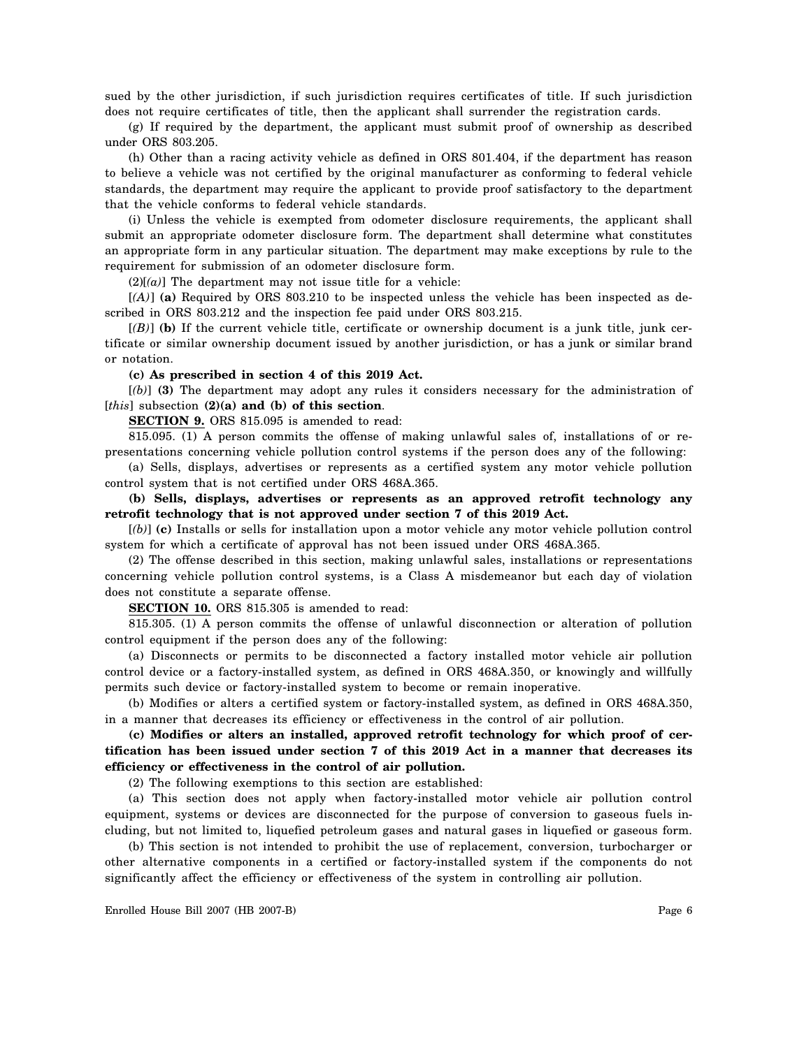sued by the other jurisdiction, if such jurisdiction requires certificates of title. If such jurisdiction does not require certificates of title, then the applicant shall surrender the registration cards.

(g) If required by the department, the applicant must submit proof of ownership as described under ORS 803.205.

(h) Other than a racing activity vehicle as defined in ORS 801.404, if the department has reason to believe a vehicle was not certified by the original manufacturer as conforming to federal vehicle standards, the department may require the applicant to provide proof satisfactory to the department that the vehicle conforms to federal vehicle standards.

(i) Unless the vehicle is exempted from odometer disclosure requirements, the applicant shall submit an appropriate odometer disclosure form. The department shall determine what constitutes an appropriate form in any particular situation. The department may make exceptions by rule to the requirement for submission of an odometer disclosure form.

(2)[*(a)*] The department may not issue title for a vehicle:

[*(A)*] **(a)** Required by ORS 803.210 to be inspected unless the vehicle has been inspected as described in ORS 803.212 and the inspection fee paid under ORS 803.215.

[*(B)*] **(b)** If the current vehicle title, certificate or ownership document is a junk title, junk certificate or similar ownership document issued by another jurisdiction, or has a junk or similar brand or notation.

**(c) As prescribed in section 4 of this 2019 Act.**

[*(b)*] **(3)** The department may adopt any rules it considers necessary for the administration of [*this*] subsection **(2)(a) and (b) of this section**.

**SECTION 9.** ORS 815.095 is amended to read:

815.095. (1) A person commits the offense of making unlawful sales of, installations of or representations concerning vehicle pollution control systems if the person does any of the following:

(a) Sells, displays, advertises or represents as a certified system any motor vehicle pollution control system that is not certified under ORS 468A.365.

**(b) Sells, displays, advertises or represents as an approved retrofit technology any retrofit technology that is not approved under section 7 of this 2019 Act.**

[*(b)*] **(c)** Installs or sells for installation upon a motor vehicle any motor vehicle pollution control system for which a certificate of approval has not been issued under ORS 468A.365.

(2) The offense described in this section, making unlawful sales, installations or representations concerning vehicle pollution control systems, is a Class A misdemeanor but each day of violation does not constitute a separate offense.

**SECTION 10.** ORS 815.305 is amended to read:

815.305. (1) A person commits the offense of unlawful disconnection or alteration of pollution control equipment if the person does any of the following:

(a) Disconnects or permits to be disconnected a factory installed motor vehicle air pollution control device or a factory-installed system, as defined in ORS 468A.350, or knowingly and willfully permits such device or factory-installed system to become or remain inoperative.

(b) Modifies or alters a certified system or factory-installed system, as defined in ORS 468A.350, in a manner that decreases its efficiency or effectiveness in the control of air pollution.

**(c) Modifies or alters an installed, approved retrofit technology for which proof of certification has been issued under section 7 of this 2019 Act in a manner that decreases its efficiency or effectiveness in the control of air pollution.**

(2) The following exemptions to this section are established:

(a) This section does not apply when factory-installed motor vehicle air pollution control equipment, systems or devices are disconnected for the purpose of conversion to gaseous fuels including, but not limited to, liquefied petroleum gases and natural gases in liquefied or gaseous form.

(b) This section is not intended to prohibit the use of replacement, conversion, turbocharger or other alternative components in a certified or factory-installed system if the components do not significantly affect the efficiency or effectiveness of the system in controlling air pollution.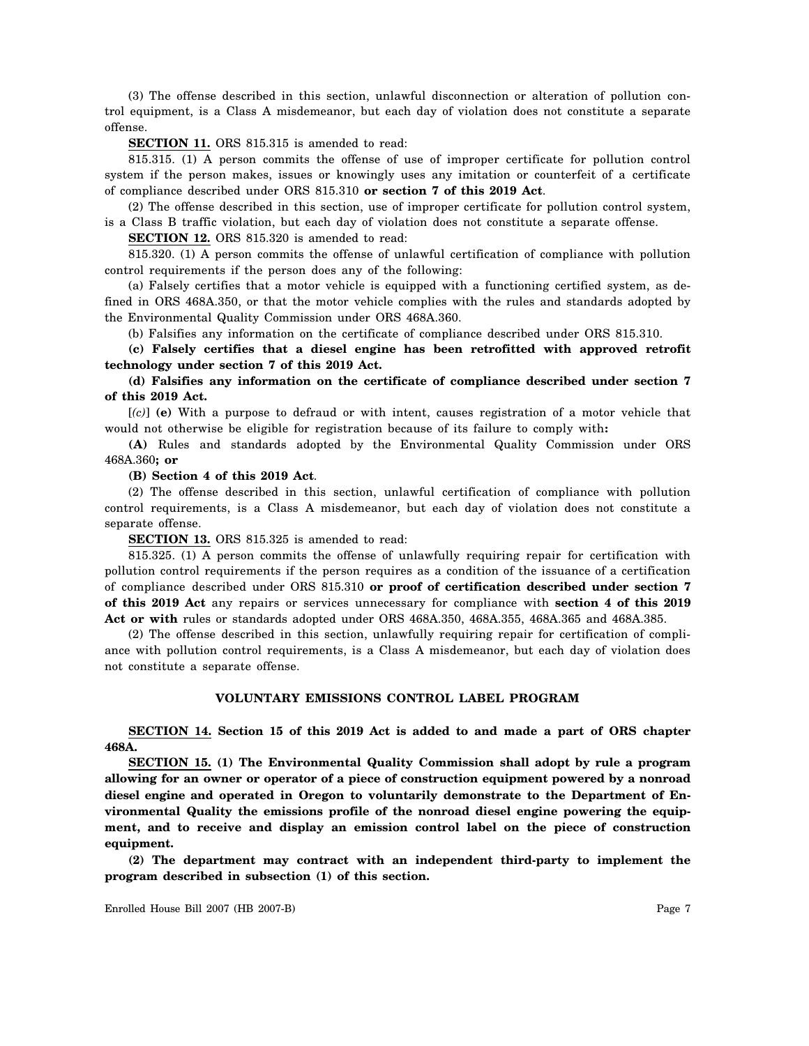(3) The offense described in this section, unlawful disconnection or alteration of pollution control equipment, is a Class A misdemeanor, but each day of violation does not constitute a separate offense.

**SECTION 11.** ORS 815.315 is amended to read:

815.315. (1) A person commits the offense of use of improper certificate for pollution control system if the person makes, issues or knowingly uses any imitation or counterfeit of a certificate of compliance described under ORS 815.310 **or section 7 of this 2019 Act**.

(2) The offense described in this section, use of improper certificate for pollution control system, is a Class B traffic violation, but each day of violation does not constitute a separate offense.

**SECTION 12.** ORS 815.320 is amended to read:

815.320. (1) A person commits the offense of unlawful certification of compliance with pollution control requirements if the person does any of the following:

(a) Falsely certifies that a motor vehicle is equipped with a functioning certified system, as defined in ORS 468A.350, or that the motor vehicle complies with the rules and standards adopted by the Environmental Quality Commission under ORS 468A.360.

(b) Falsifies any information on the certificate of compliance described under ORS 815.310.

**(c) Falsely certifies that a diesel engine has been retrofitted with approved retrofit technology under section 7 of this 2019 Act.**

**(d) Falsifies any information on the certificate of compliance described under section 7 of this 2019 Act.**

[*(c)*] **(e)** With a purpose to defraud or with intent, causes registration of a motor vehicle that would not otherwise be eligible for registration because of its failure to comply with**:**

**(A)** Rules and standards adopted by the Environmental Quality Commission under ORS 468A.360**; or**

**(B) Section 4 of this 2019 Act**.

(2) The offense described in this section, unlawful certification of compliance with pollution control requirements, is a Class A misdemeanor, but each day of violation does not constitute a separate offense.

**SECTION 13.** ORS 815.325 is amended to read:

815.325. (1) A person commits the offense of unlawfully requiring repair for certification with pollution control requirements if the person requires as a condition of the issuance of a certification of compliance described under ORS 815.310 **or proof of certification described under section 7 of this 2019 Act** any repairs or services unnecessary for compliance with **section 4 of this 2019 Act or with** rules or standards adopted under ORS 468A.350, 468A.355, 468A.365 and 468A.385.

(2) The offense described in this section, unlawfully requiring repair for certification of compliance with pollution control requirements, is a Class A misdemeanor, but each day of violation does not constitute a separate offense.

## VOLUNTARY EMISSIONS CONTROL LABEL PROGRAM

**SECTION 14. Section 15 of this 2019 Act is added to and made a part of ORS chapter 468A.**

**SECTION 15. (1) The Environmental Quality Commission shall adopt by rule a program allowing for an owner or operator of a piece of construction equipment powered by a nonroad diesel engine and operated in Oregon to voluntarily demonstrate to the Department of Environmental Quality the emissions profile of the nonroad diesel engine powering the equipment, and to receive and display an emission control label on the piece of construction equipment.**

**(2) The department may contract with an independent third-party to implement the program described in subsection (1) of this section.**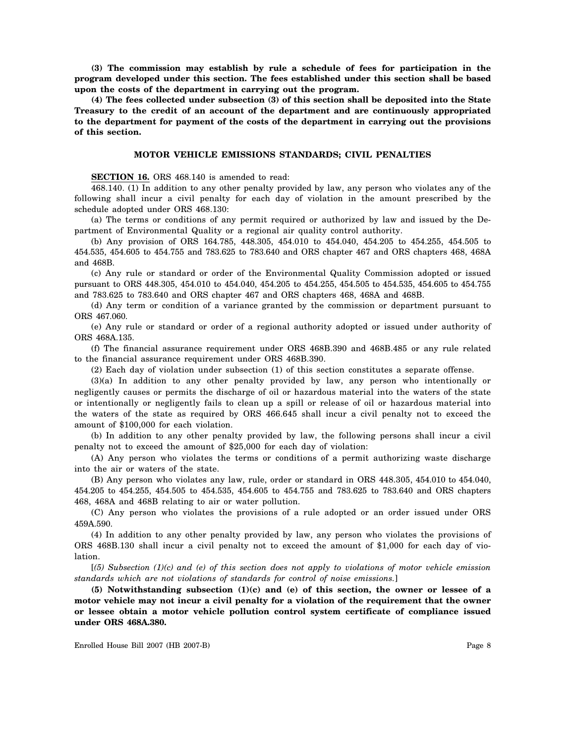**(3) The commission may establish by rule a schedule of fees for participation in the program developed under this section. The fees established under this section shall be based upon the costs of the department in carrying out the program.**

**(4) The fees collected under subsection (3) of this section shall be deposited into the State Treasury to the credit of an account of the department and are continuously appropriated to the department for payment of the costs of the department in carrying out the provisions of this section.**

**MOTOR VEHICLE EMISSIONS STANDARDS; CIVIL PENALTIES**

**SECTION 16.** ORS 468.140 is amended to read:

468.140. (1) In addition to any other penalty provided by law, any person who violates any of the following shall incur a civil penalty for each day of violation in the amount prescribed by the schedule adopted under ORS 468.130:

(a) The terms or conditions of any permit required or authorized by law and issued by the Department of Environmental Quality or a regional air quality control authority.

(b) Any provision of ORS 164.785, 448.305, 454.010 to 454.040, 454.205 to 454.255, 454.505 to 454.535, 454.605 to 454.755 and 783.625 to 783.640 and ORS chapter 467 and ORS chapters 468, 468A and 468B.

(c) Any rule or standard or order of the Environmental Quality Commission adopted or issued pursuant to ORS 448.305, 454.010 to 454.040, 454.205 to 454.255, 454.505 to 454.535, 454.605 to 454.755 and 783.625 to 783.640 and ORS chapter 467 and ORS chapters 468, 468A and 468B.

(d) Any term or condition of a variance granted by the commission or department pursuant to ORS 467.060.

(e) Any rule or standard or order of a regional authority adopted or issued under authority of ORS 468A.135.

(f) The financial assurance requirement under ORS 468B.390 and 468B.485 or any rule related to the financial assurance requirement under ORS 468B.390.

(2) Each day of violation under subsection (1) of this section constitutes a separate offense.

(3)(a) In addition to any other penalty provided by law, any person who intentionally or negligently causes or permits the discharge of oil or hazardous material into the waters of the state or intentionally or negligently fails to clean up a spill or release of oil or hazardous material into the waters of the state as required by ORS 466.645 shall incur a civil penalty not to exceed the amount of $100,000 for each violation.

(b) In addition to any other penalty provided by law, the following persons shall incur a civil penalty not to exceed the amount of $25,000 for each day of violation:

(A) Any person who violates the terms or conditions of a permit authorizing waste discharge into the air or waters of the state.

(B) Any person who violates any law, rule, order or standard in ORS 448.305, 454.010 to 454.040, 454.205 to 454.255, 454.505 to 454.535, 454.605 to 454.755 and 783.625 to 783.640 and ORS chapters 468, 468A and 468B relating to air or water pollution.

(C) Any person who violates the provisions of a rule adopted or an order issued under ORS 459A.590.

(4) In addition to any other penalty provided by law, any person who violates the provisions of ORS 468B.130 shall incur a civil penalty not to exceed the amount of $1,000 for each day of violation.

[*(5) Subsection (1)(c) and (e) of this section does not apply to violations of motor vehicle emission standards which are not violations of standards for control of noise emissions.*]

**(5) Notwithstanding subsection (1)(c) and (e) of this section, the owner or lessee of a motor vehicle may not incur a civil penalty for a violation of the requirement that the owner or lessee obtain a motor vehicle pollution control system certificate of compliance issued under ORS 468A.380.**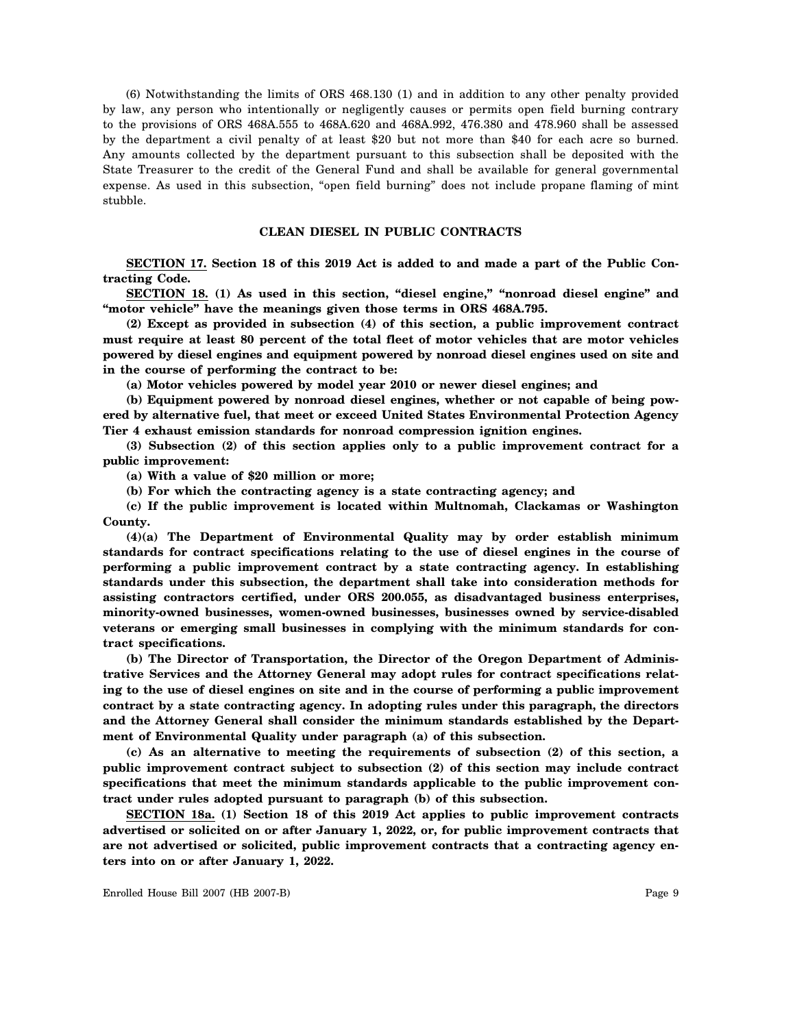(6) Notwithstanding the limits of ORS 468.130 (1) and in addition to any other penalty provided by law, any person who intentionally or negligently causes or permits open field burning contrary to the provisions of ORS 468A.555 to 468A.620 and 468A.992, 476.380 and 478.960 shall be assessed by the department a civil penalty of at least $20 but not more than $40 for each acre so burned. Any amounts collected by the department pursuant to this subsection shall be deposited with the State Treasurer to the credit of the General Fund and shall be available for general governmental expense. As used in this subsection, "open field burning" does not include propane flaming of mint stubble.

## CLEAN DIESEL IN PUBLIC CONTRACTS

**SECTION 17. Section 18 of this 2019 Act is added to and made a part of the Public Contracting Code.**

**SECTION 18. (1) As used in this section, "diesel engine," "nonroad diesel engine" and "motor vehicle" have the meanings given those terms in ORS 468A.795.**

**(2) Except as provided in subsection (4) of this section, a public improvement contract must require at least 80 percent of the total fleet of motor vehicles that are motor vehicles powered by diesel engines and equipment powered by nonroad diesel engines used on site and in the course of performing the contract to be:**

**(a) Motor vehicles powered by model year 2010 or newer diesel engines; and**

**(b) Equipment powered by nonroad diesel engines, whether or not capable of being powered by alternative fuel, that meet or exceed United States Environmental Protection Agency Tier 4 exhaust emission standards for nonroad compression ignition engines.**

**(3) Subsection (2) of this section applies only to a public improvement contract for a public improvement:**

**(a) With a value of $20 million or more;**

**(b) For which the contracting agency is a state contracting agency; and**

**(c) If the public improvement is located within Multnomah, Clackamas or Washington County.**

**(4)(a) The Department of Environmental Quality may by order establish minimum standards for contract specifications relating to the use of diesel engines in the course of performing a public improvement contract by a state contracting agency. In establishing standards under this subsection, the department shall take into consideration methods for assisting contractors certified, under ORS 200.055, as disadvantaged business enterprises, minority-owned businesses, women-owned businesses, businesses owned by service-disabled veterans or emerging small businesses in complying with the minimum standards for contract specifications.**

**(b) The Director of Transportation, the Director of the Oregon Department of Administrative Services and the Attorney General may adopt rules for contract specifications relating to the use of diesel engines on site and in the course of performing a public improvement contract by a state contracting agency. In adopting rules under this paragraph, the directors and the Attorney General shall consider the minimum standards established by the Department of Environmental Quality under paragraph (a) of this subsection.**

**(c) As an alternative to meeting the requirements of subsection (2) of this section, a public improvement contract subject to subsection (2) of this section may include contract specifications that meet the minimum standards applicable to the public improvement contract under rules adopted pursuant to paragraph (b) of this subsection.**

**SECTION 18a. (1) Section 18 of this 2019 Act applies to public improvement contracts advertised or solicited on or after January 1, 2022, or, for public improvement contracts that are not advertised or solicited, public improvement contracts that a contracting agency enters into on or after January 1, 2022.**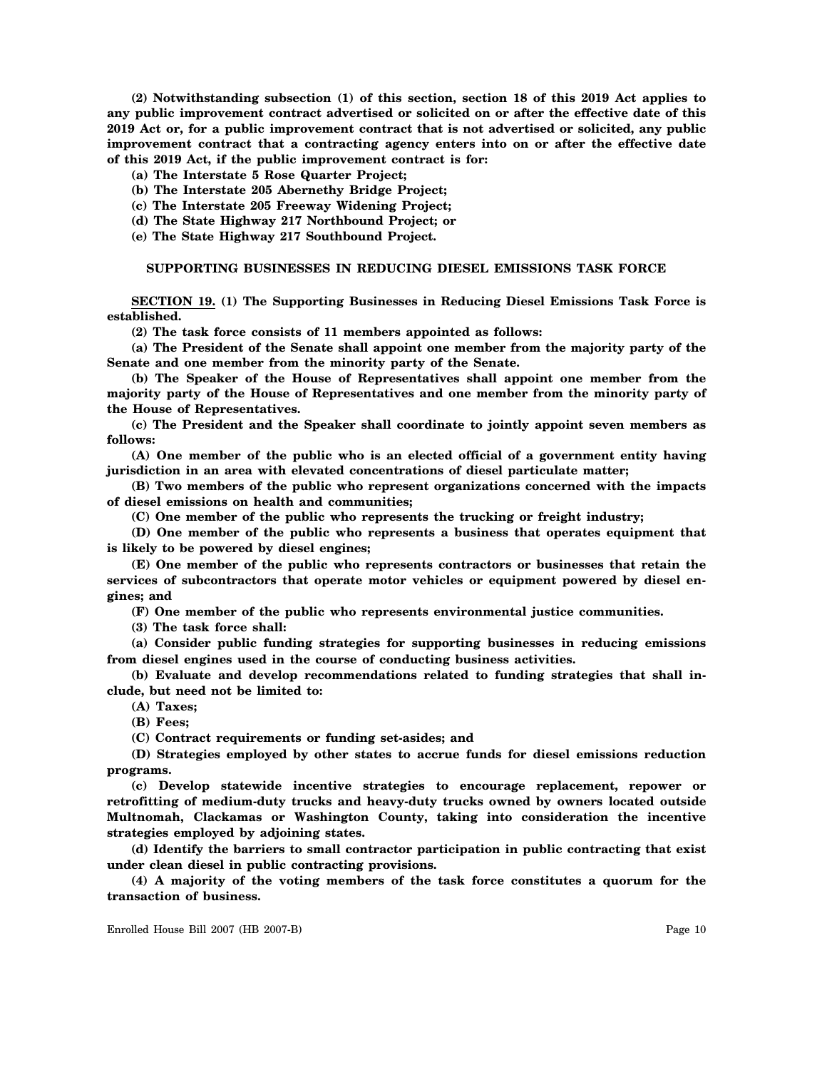**(2) Notwithstanding subsection (1) of this section, section 18 of this 2019 Act applies to any public improvement contract advertised or solicited on or after the effective date of this 2019 Act or, for a public improvement contract that is not advertised or solicited, any public improvement contract that a contracting agency enters into on or after the effective date of this 2019 Act, if the public improvement contract is for:**

**(a) The Interstate 5 Rose Quarter Project;**

**(b) The Interstate 205 Abernethy Bridge Project;**

**(c) The Interstate 205 Freeway Widening Project;**

**(d) The State Highway 217 Northbound Project; or**

**(e) The State Highway 217 Southbound Project.**

## SUPPORTING BUSINESSES IN REDUCING DIESEL EMISSIONS TASK FORCE

**SECTION 19. (1) The Supporting Businesses in Reducing Diesel Emissions Task Force is established.**

**(2) The task force consists of 11 members appointed as follows:**

**(a) The President of the Senate shall appoint one member from the majority party of the Senate and one member from the minority party of the Senate.**

**(b) The Speaker of the House of Representatives shall appoint one member from the majority party of the House of Representatives and one member from the minority party of the House of Representatives.**

**(c) The President and the Speaker shall coordinate to jointly appoint seven members as follows:**

**(A) One member of the public who is an elected official of a government entity having jurisdiction in an area with elevated concentrations of diesel particulate matter;**

**(B) Two members of the public who represent organizations concerned with the impacts of diesel emissions on health and communities;**

**(C) One member of the public who represents the trucking or freight industry;**

**(D) One member of the public who represents a business that operates equipment that is likely to be powered by diesel engines;**

**(E) One member of the public who represents contractors or businesses that retain the services of subcontractors that operate motor vehicles or equipment powered by diesel engines; and**

**(F) One member of the public who represents environmental justice communities.**

**(3) The task force shall:**

**(a) Consider public funding strategies for supporting businesses in reducing emissions from diesel engines used in the course of conducting business activities.**

**(b) Evaluate and develop recommendations related to funding strategies that shall include, but need not be limited to:**

**(A) Taxes;**

**(B) Fees;**

**(C) Contract requirements or funding set-asides; and**

**(D) Strategies employed by other states to accrue funds for diesel emissions reduction programs.**

**(c) Develop statewide incentive strategies to encourage replacement, repower or retrofitting of medium-duty trucks and heavy-duty trucks owned by owners located outside Multnomah, Clackamas or Washington County, taking into consideration the incentive strategies employed by adjoining states.**

**(d) Identify the barriers to small contractor participation in public contracting that exist under clean diesel in public contracting provisions.**

**(4) A majority of the voting members of the task force constitutes a quorum for the transaction of business.**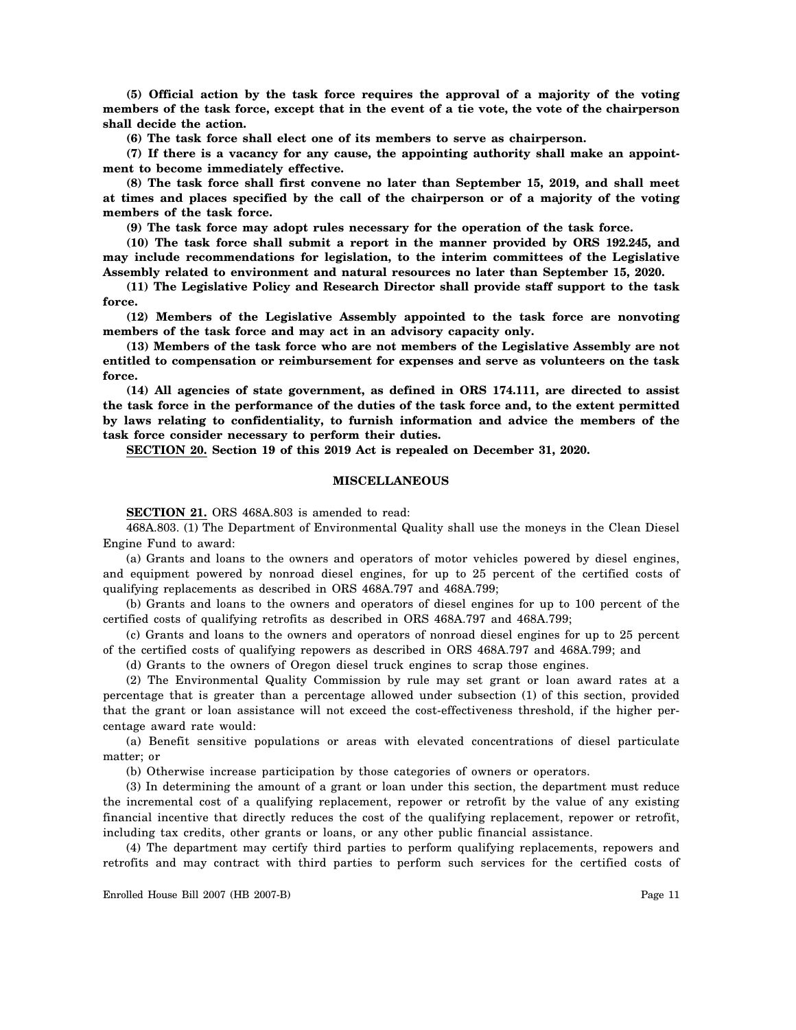**(5) Official action by the task force requires the approval of a majority of the voting members of the task force, except that in the event of a tie vote, the vote of the chairperson shall decide the action.**

**(6) The task force shall elect one of its members to serve as chairperson.**

**(7) If there is a vacancy for any cause, the appointing authority shall make an appointment to become immediately effective.**

**(8) The task force shall first convene no later than September 15, 2019, and shall meet at times and places specified by the call of the chairperson or of a majority of the voting members of the task force.**

**(9) The task force may adopt rules necessary for the operation of the task force.**

**(10) The task force shall submit a report in the manner provided by ORS 192.245, and may include recommendations for legislation, to the interim committees of the Legislative Assembly related to environment and natural resources no later than September 15, 2020.**

**(11) The Legislative Policy and Research Director shall provide staff support to the task force.**

**(12) Members of the Legislative Assembly appointed to the task force are nonvoting members of the task force and may act in an advisory capacity only.**

**(13) Members of the task force who are not members of the Legislative Assembly are not entitled to compensation or reimbursement for expenses and serve as volunteers on the task force.**

**(14) All agencies of state government, as defined in ORS 174.111, are directed to assist the task force in the performance of the duties of the task force and, to the extent permitted by laws relating to confidentiality, to furnish information and advice the members of the task force consider necessary to perform their duties.**

**SECTION 20. Section 19 of this 2019 Act is repealed on December 31, 2020.**

## MISCELLANEOUS

**SECTION 21.** ORS 468A.803 is amended to read:

468A.803. (1) The Department of Environmental Quality shall use the moneys in the Clean Diesel Engine Fund to award:

(a) Grants and loans to the owners and operators of motor vehicles powered by diesel engines, and equipment powered by nonroad diesel engines, for up to 25 percent of the certified costs of qualifying replacements as described in ORS 468A.797 and 468A.799;

(b) Grants and loans to the owners and operators of diesel engines for up to 100 percent of the certified costs of qualifying retrofits as described in ORS 468A.797 and 468A.799;

(c) Grants and loans to the owners and operators of nonroad diesel engines for up to 25 percent of the certified costs of qualifying repowers as described in ORS 468A.797 and 468A.799; and

(d) Grants to the owners of Oregon diesel truck engines to scrap those engines.

(2) The Environmental Quality Commission by rule may set grant or loan award rates at a percentage that is greater than a percentage allowed under subsection (1) of this section, provided that the grant or loan assistance will not exceed the cost-effectiveness threshold, if the higher percentage award rate would:

(a) Benefit sensitive populations or areas with elevated concentrations of diesel particulate matter; or

(b) Otherwise increase participation by those categories of owners or operators.

(3) In determining the amount of a grant or loan under this section, the department must reduce the incremental cost of a qualifying replacement, repower or retrofit by the value of any existing financial incentive that directly reduces the cost of the qualifying replacement, repower or retrofit, including tax credits, other grants or loans, or any other public financial assistance.

(4) The department may certify third parties to perform qualifying replacements, repowers and retrofits and may contract with third parties to perform such services for the certified costs of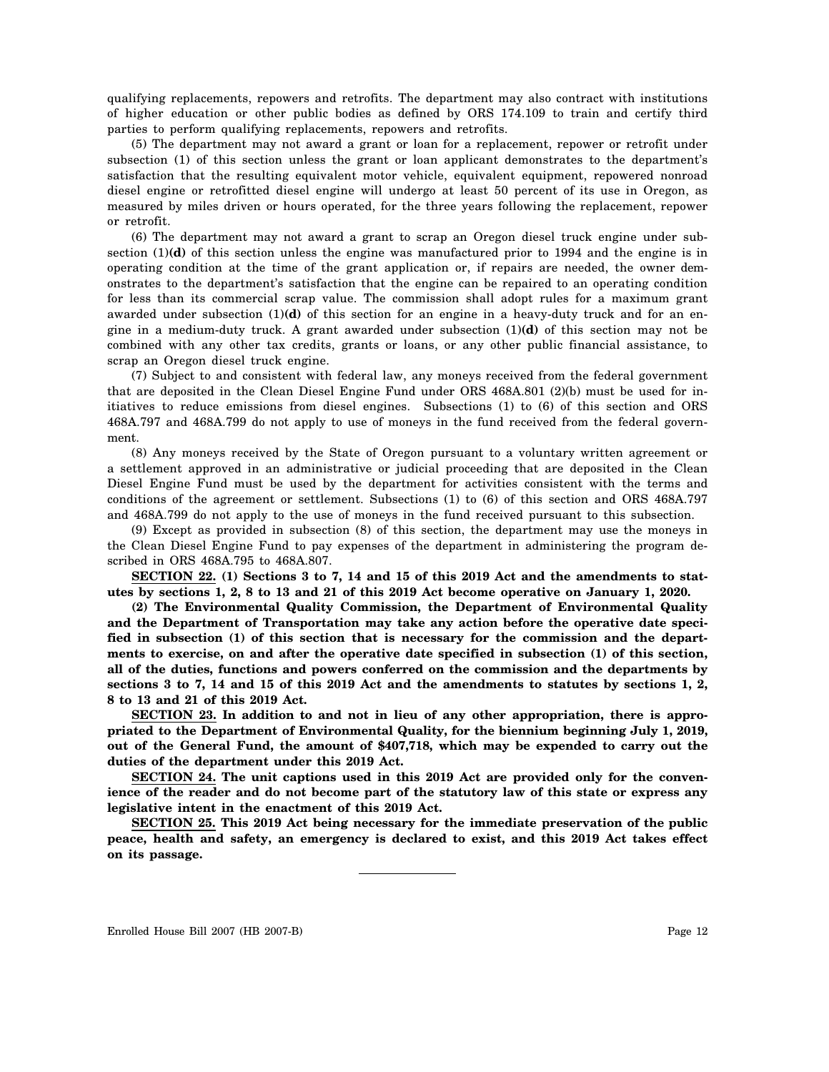qualifying replacements, repowers and retrofits. The department may also contract with institutions of higher education or other public bodies as defined by ORS 174.109 to train and certify third parties to perform qualifying replacements, repowers and retrofits.

(5) The department may not award a grant or loan for a replacement, repower or retrofit under subsection (1) of this section unless the grant or loan applicant demonstrates to the department's satisfaction that the resulting equivalent motor vehicle, equivalent equipment, repowered nonroad diesel engine or retrofitted diesel engine will undergo at least 50 percent of its use in Oregon, as measured by miles driven or hours operated, for the three years following the replacement, repower or retrofit.

(6) The department may not award a grant to scrap an Oregon diesel truck engine under subsection (1)(**d**) of this section unless the engine was manufactured prior to 1994 and the engine is in operating condition at the time of the grant application or, if repairs are needed, the owner demonstrates to the department's satisfaction that the engine can be repaired to an operating condition for less than its commercial scrap value. The commission shall adopt rules for a maximum grant awarded under subsection (1)(**d**) of this section for an engine in a heavy-duty truck and for an engine in a medium-duty truck. A grant awarded under subsection (1)(**d**) of this section may not be combined with any other tax credits, grants or loans, or any other public financial assistance, to scrap an Oregon diesel truck engine.

(7) Subject to and consistent with federal law, any moneys received from the federal government that are deposited in the Clean Diesel Engine Fund under ORS 468A.801 (2)(b) must be used for initiatives to reduce emissions from diesel engines. Subsections (1) to (6) of this section and ORS 468A.797 and 468A.799 do not apply to use of moneys in the fund received from the federal government.

(8) Any moneys received by the State of Oregon pursuant to a voluntary written agreement or a settlement approved in an administrative or judicial proceeding that are deposited in the Clean Diesel Engine Fund must be used by the department for activities consistent with the terms and conditions of the agreement or settlement. Subsections (1) to (6) of this section and ORS 468A.797 and 468A.799 do not apply to the use of moneys in the fund received pursuant to this subsection.

(9) Except as provided in subsection (8) of this section, the department may use the moneys in the Clean Diesel Engine Fund to pay expenses of the department in administering the program described in ORS 468A.795 to 468A.807.

**SECTION 22. (1) Sections 3 to 7, 14 and 15 of this 2019 Act and the amendments to statutes by sections 1, 2, 8 to 13 and 21 of this 2019 Act become operative on January 1, 2020.**

**(2) The Environmental Quality Commission, the Department of Environmental Quality and the Department of Transportation may take any action before the operative date specified in subsection (1) of this section that is necessary for the commission and the departments to exercise, on and after the operative date specified in subsection (1) of this section, all of the duties, functions and powers conferred on the commission and the departments by sections 3 to 7, 14 and 15 of this 2019 Act and the amendments to statutes by sections 1, 2, 8 to 13 and 21 of this 2019 Act.**

**SECTION 23. In addition to and not in lieu of any other appropriation, there is appropriated to the Department of Environmental Quality, for the biennium beginning July 1, 2019, out of the General Fund, the amount of $407,718, which may be expended to carry out the duties of the department under this 2019 Act.**

**SECTION 24. The unit captions used in this 2019 Act are provided only for the convenience of the reader and do not become part of the statutory law of this state or express any legislative intent in the enactment of this 2019 Act.**

**SECTION 25. This 2019 Act being necessary for the immediate preservation of the public peace, health and safety, an emergency is declared to exist, and this 2019 Act takes effect on its passage.**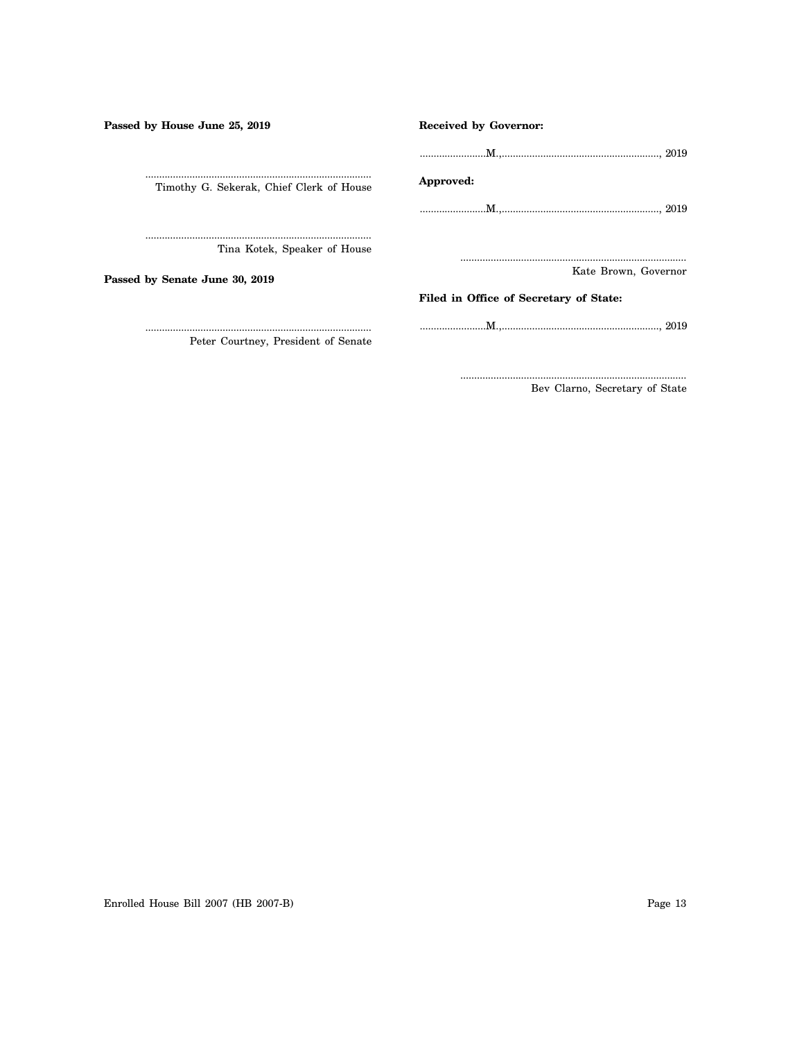**Passed by House June 25, 2019**

..................................................................................
Timothy G. Sekerak, Chief Clerk of House

..................................................................................
Tina Kotek, Speaker of House

**Passed by Senate June 30, 2019**

..................................................................................
Peter Courtney, President of Senate

**Received by Governor:**

........................M.,..........................................................., 2019

**Approved:**

........................M.,..........................................................., 2019

..................................................................................
Kate Brown, Governor

**Filed in Office of Secretary of State:**

........................M.,..........................................................., 2019

..................................................................................
Bev Clarno, Secretary of State